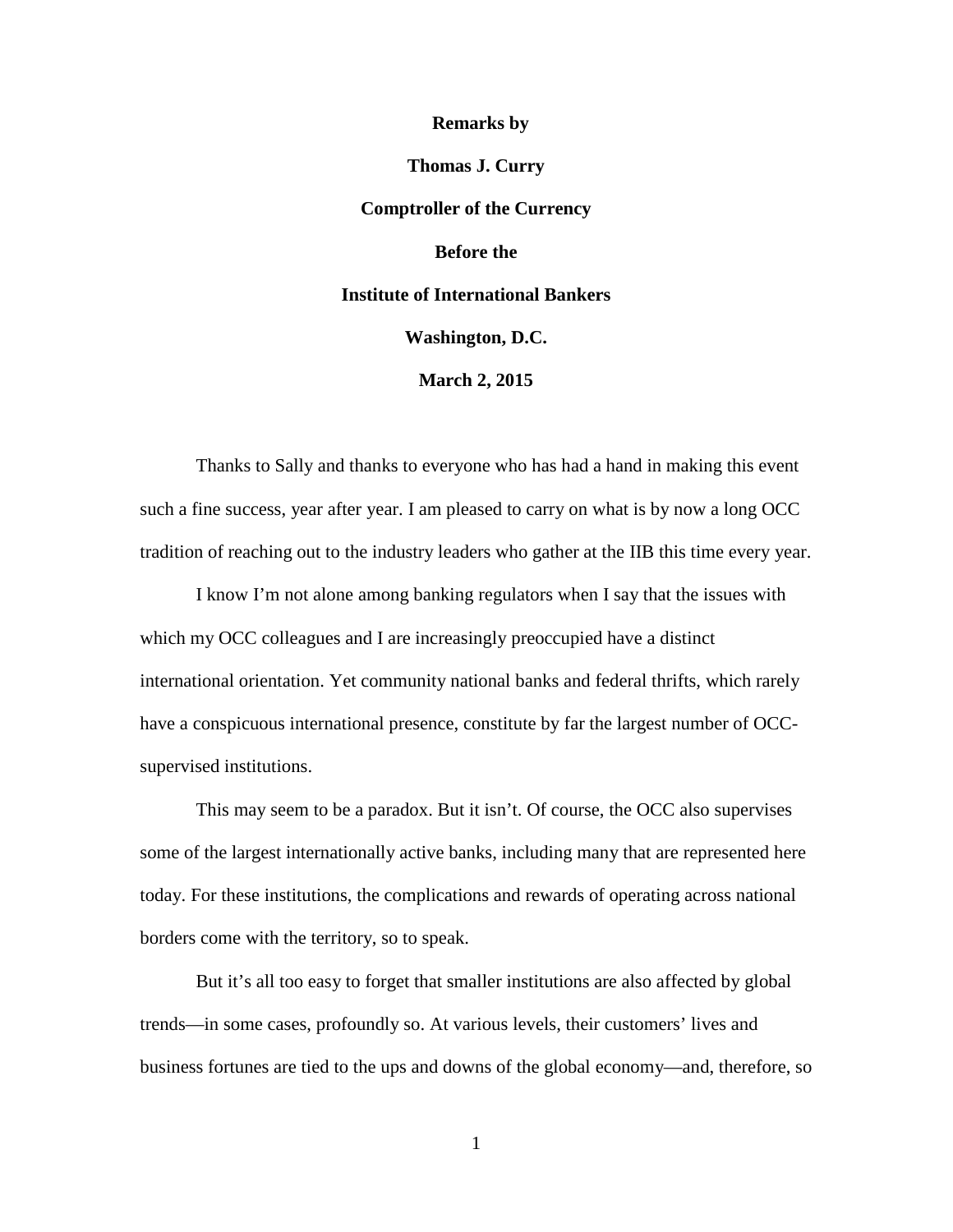**Remarks by**

**Thomas J. Curry**

**Comptroller of the Currency**

**Before the**

**Institute of International Bankers**

**Washington, D.C.**

**March 2, 2015**

Thanks to Sally and thanks to everyone who has had a hand in making this event such a fine success, year after year. I am pleased to carry on what is by now a long OCC tradition of reaching out to the industry leaders who gather at the IIB this time every year.

I know I'm not alone among banking regulators when I say that the issues with which my OCC colleagues and I are increasingly preoccupied have a distinct international orientation. Yet community national banks and federal thrifts, which rarely have a conspicuous international presence, constitute by far the largest number of OCC-supervised institutions.

This may seem to be a paradox. But it isn't. Of course, the OCC also supervises some of the largest internationally active banks, including many that are represented here today. For these institutions, the complications and rewards of operating across national borders come with the territory, so to speak.

But it's all too easy to forget that smaller institutions are also affected by global trends—in some cases, profoundly so. At various levels, their customers' lives and business fortunes are tied to the ups and downs of the global economy—and, therefore, so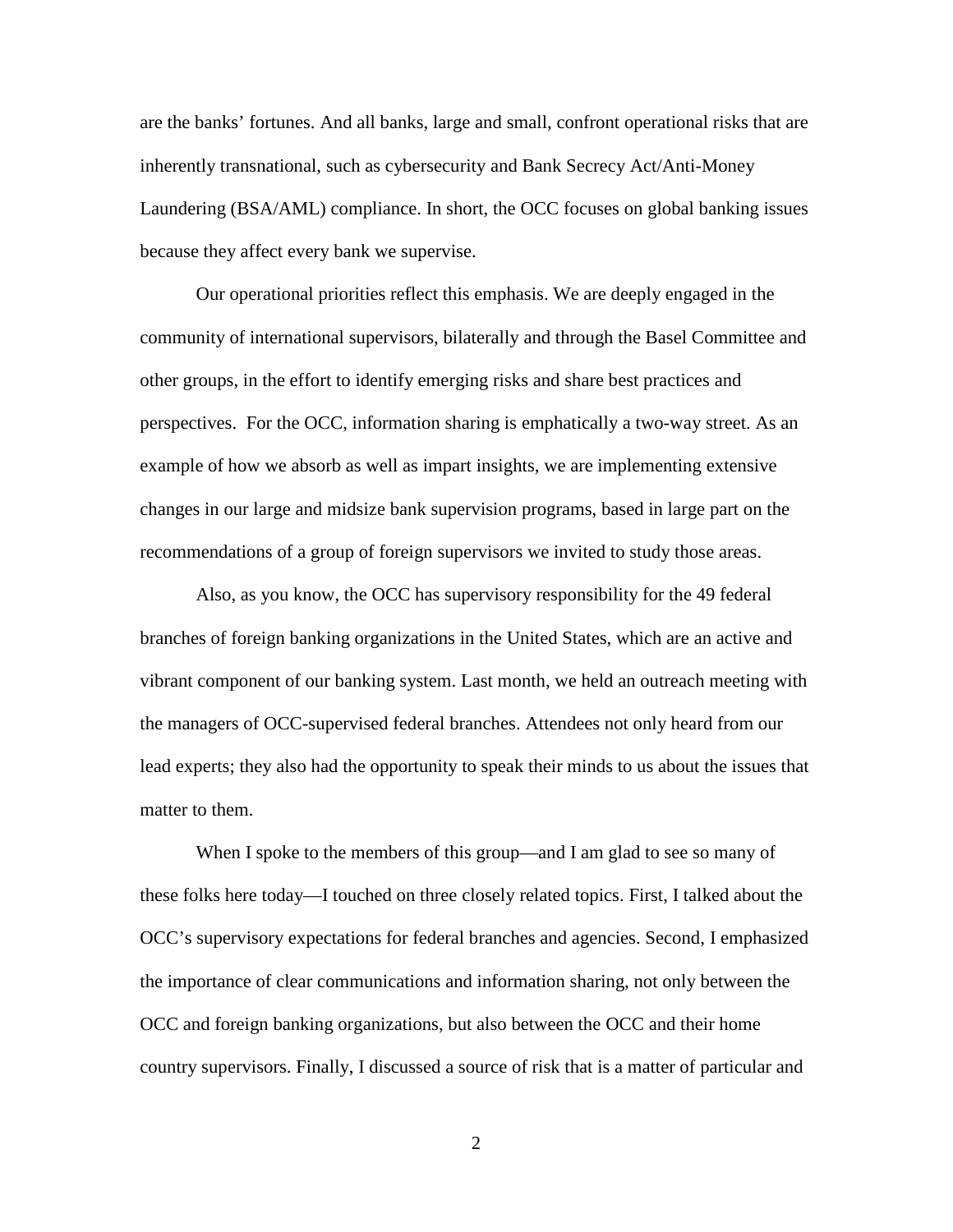are the banks' fortunes. And all banks, large and small, confront operational risks that are inherently transnational, such as cybersecurity and Bank Secrecy Act/Anti-Money Laundering (BSA/AML) compliance. In short, the OCC focuses on global banking issues because they affect every bank we supervise.

Our operational priorities reflect this emphasis. We are deeply engaged in the community of international supervisors, bilaterally and through the Basel Committee and other groups, in the effort to identify emerging risks and share best practices and perspectives. For the OCC, information sharing is emphatically a two-way street. As an example of how we absorb as well as impart insights, we are implementing extensive changes in our large and midsize bank supervision programs, based in large part on the recommendations of a group of foreign supervisors we invited to study those areas.

Also, as you know, the OCC has supervisory responsibility for the 49 federal branches of foreign banking organizations in the United States, which are an active and vibrant component of our banking system. Last month, we held an outreach meeting with the managers of OCC-supervised federal branches. Attendees not only heard from our lead experts; they also had the opportunity to speak their minds to us about the issues that matter to them.

When I spoke to the members of this group—and I am glad to see so many of these folks here today—I touched on three closely related topics. First, I talked about the OCC's supervisory expectations for federal branches and agencies. Second, I emphasized the importance of clear communications and information sharing, not only between the OCC and foreign banking organizations, but also between the OCC and their home country supervisors. Finally, I discussed a source of risk that is a matter of particular and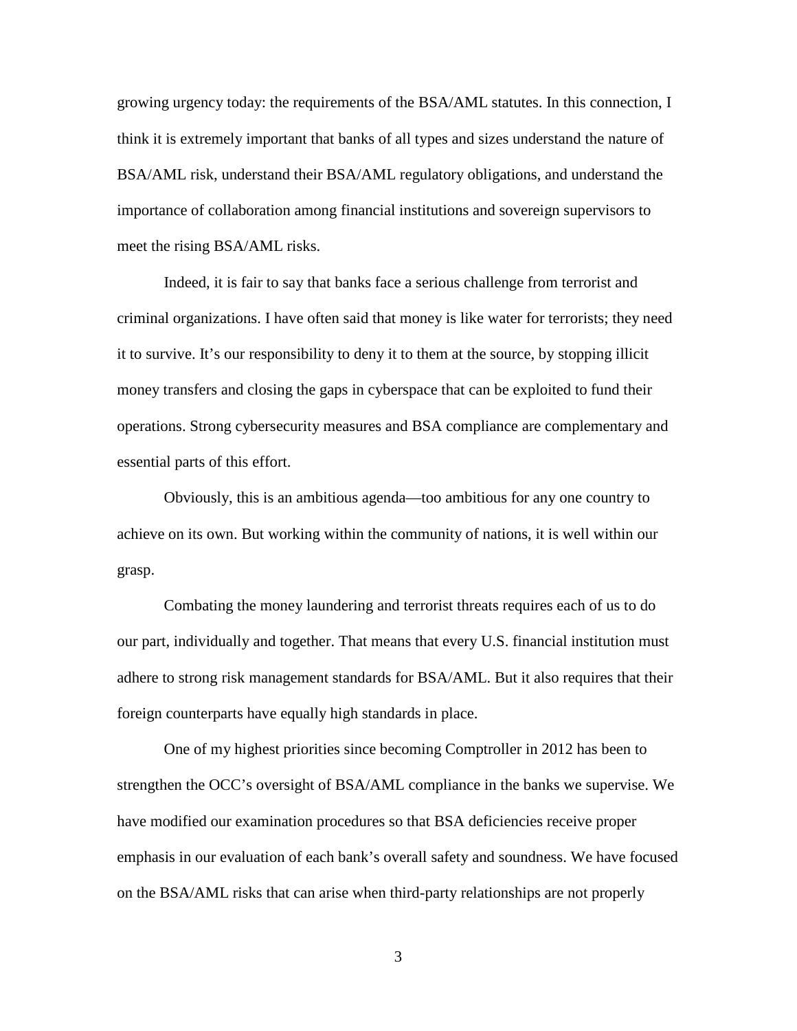growing urgency today: the requirements of the BSA/AML statutes. In this connection, I think it is extremely important that banks of all types and sizes understand the nature of BSA/AML risk, understand their BSA/AML regulatory obligations, and understand the importance of collaboration among financial institutions and sovereign supervisors to meet the rising BSA/AML risks.

Indeed, it is fair to say that banks face a serious challenge from terrorist and criminal organizations. I have often said that money is like water for terrorists; they need it to survive. It's our responsibility to deny it to them at the source, by stopping illicit money transfers and closing the gaps in cyberspace that can be exploited to fund their operations. Strong cybersecurity measures and BSA compliance are complementary and essential parts of this effort.

Obviously, this is an ambitious agenda—too ambitious for any one country to achieve on its own. But working within the community of nations, it is well within our grasp.

Combating the money laundering and terrorist threats requires each of us to do our part, individually and together. That means that every U.S. financial institution must adhere to strong risk management standards for BSA/AML. But it also requires that their foreign counterparts have equally high standards in place.

One of my highest priorities since becoming Comptroller in 2012 has been to strengthen the OCC's oversight of BSA/AML compliance in the banks we supervise. We have modified our examination procedures so that BSA deficiencies receive proper emphasis in our evaluation of each bank's overall safety and soundness. We have focused on the BSA/AML risks that can arise when third-party relationships are not properly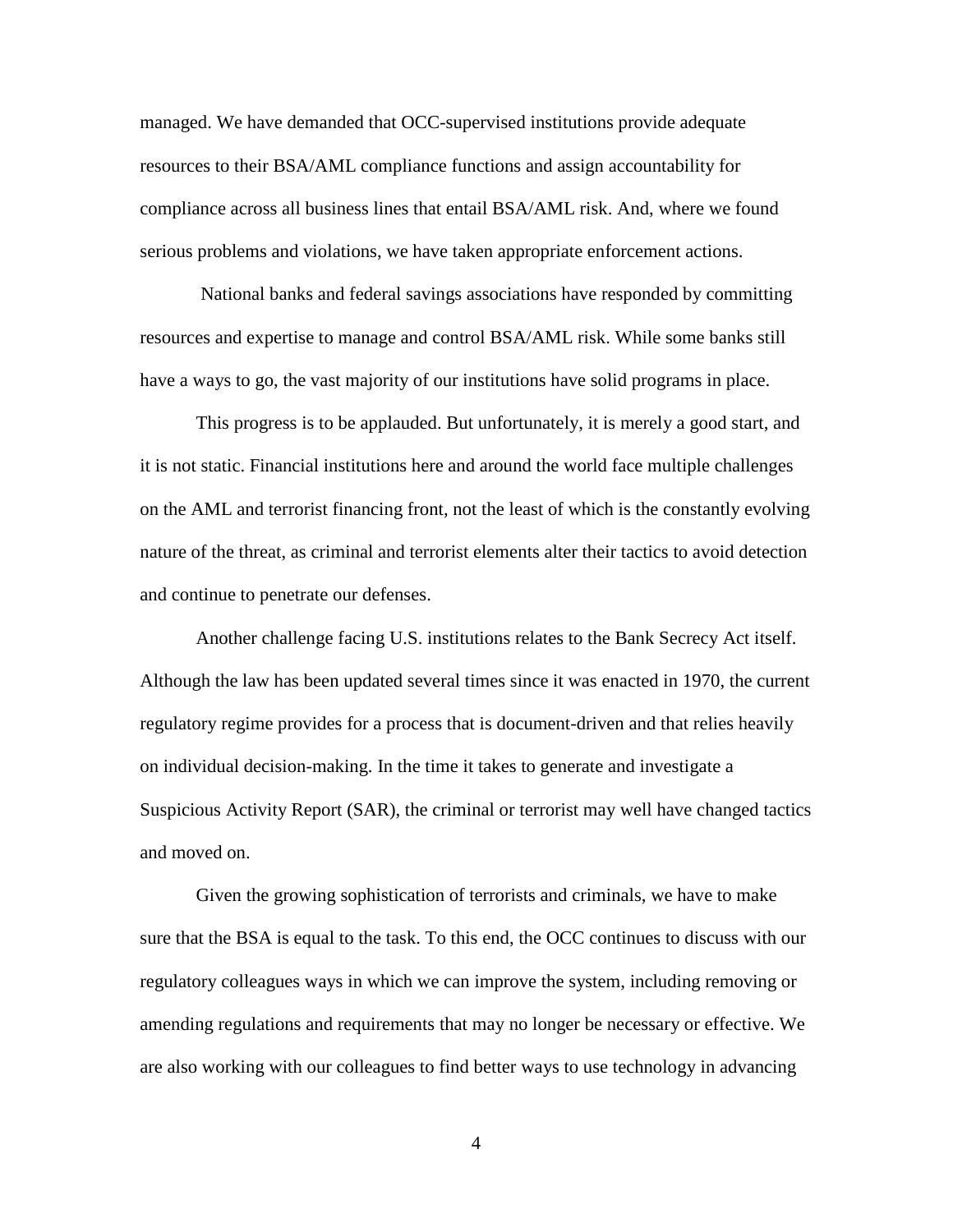managed. We have demanded that OCC-supervised institutions provide adequate resources to their BSA/AML compliance functions and assign accountability for compliance across all business lines that entail BSA/AML risk. And, where we found serious problems and violations, we have taken appropriate enforcement actions.

National banks and federal savings associations have responded by committing resources and expertise to manage and control BSA/AML risk. While some banks still have a ways to go, the vast majority of our institutions have solid programs in place.

This progress is to be applauded. But unfortunately, it is merely a good start, and it is not static. Financial institutions here and around the world face multiple challenges on the AML and terrorist financing front, not the least of which is the constantly evolving nature of the threat, as criminal and terrorist elements alter their tactics to avoid detection and continue to penetrate our defenses.

Another challenge facing U.S. institutions relates to the Bank Secrecy Act itself. Although the law has been updated several times since it was enacted in 1970, the current regulatory regime provides for a process that is document-driven and that relies heavily on individual decision-making. In the time it takes to generate and investigate a Suspicious Activity Report (SAR), the criminal or terrorist may well have changed tactics and moved on.

Given the growing sophistication of terrorists and criminals, we have to make sure that the BSA is equal to the task. To this end, the OCC continues to discuss with our regulatory colleagues ways in which we can improve the system, including removing or amending regulations and requirements that may no longer be necessary or effective. We are also working with our colleagues to find better ways to use technology in advancing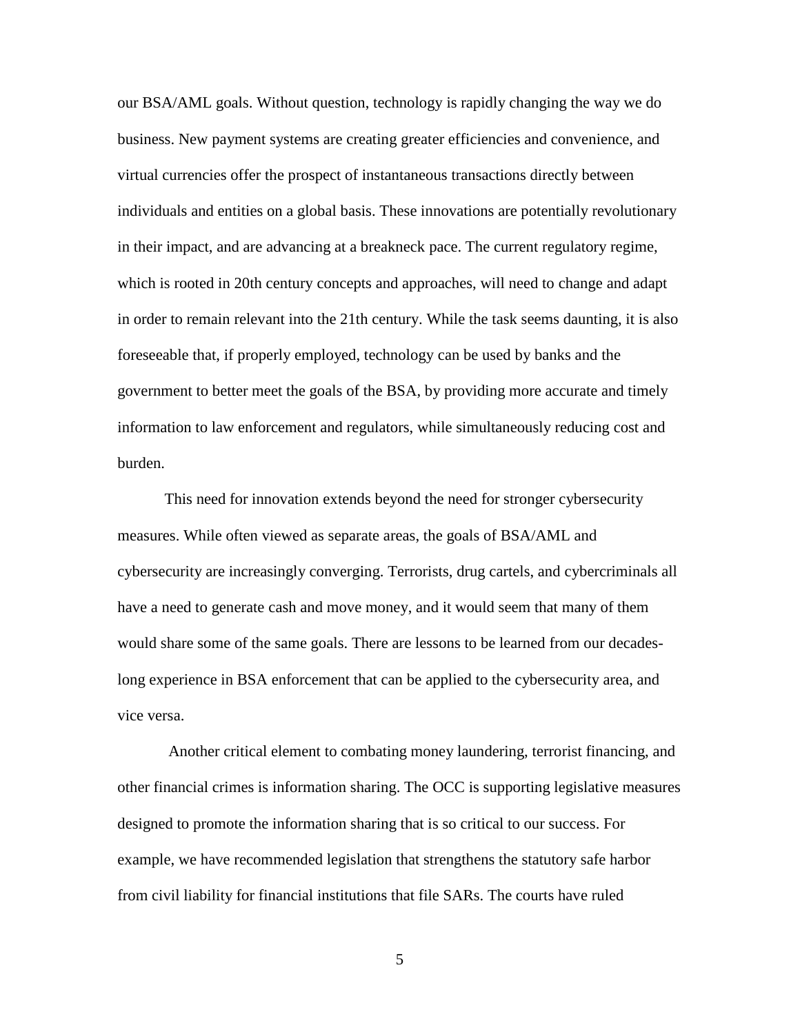our BSA/AML goals. Without question, technology is rapidly changing the way we do business. New payment systems are creating greater efficiencies and convenience, and virtual currencies offer the prospect of instantaneous transactions directly between individuals and entities on a global basis. These innovations are potentially revolutionary in their impact, and are advancing at a breakneck pace. The current regulatory regime, which is rooted in 20th century concepts and approaches, will need to change and adapt in order to remain relevant into the 21th century. While the task seems daunting, it is also foreseeable that, if properly employed, technology can be used by banks and the government to better meet the goals of the BSA, by providing more accurate and timely information to law enforcement and regulators, while simultaneously reducing cost and burden.

This need for innovation extends beyond the need for stronger cybersecurity measures. While often viewed as separate areas, the goals of BSA/AML and cybersecurity are increasingly converging. Terrorists, drug cartels, and cybercriminals all have a need to generate cash and move money, and it would seem that many of them would share some of the same goals. There are lessons to be learned from our decades-long experience in BSA enforcement that can be applied to the cybersecurity area, and vice versa.

Another critical element to combating money laundering, terrorist financing, and other financial crimes is information sharing. The OCC is supporting legislative measures designed to promote the information sharing that is so critical to our success. For example, we have recommended legislation that strengthens the statutory safe harbor from civil liability for financial institutions that file SARs. The courts have ruled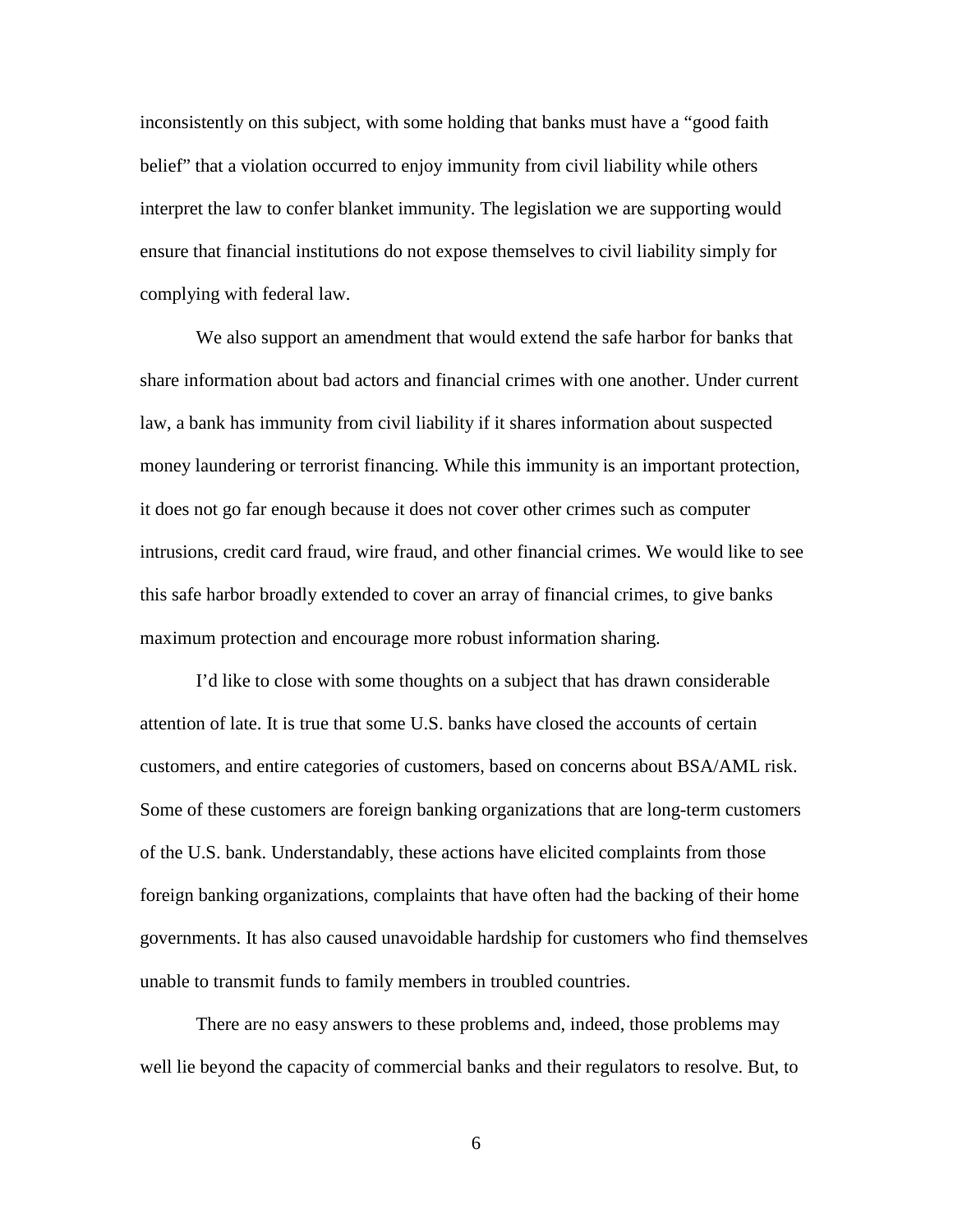inconsistently on this subject, with some holding that banks must have a "good faith belief" that a violation occurred to enjoy immunity from civil liability while others interpret the law to confer blanket immunity. The legislation we are supporting would ensure that financial institutions do not expose themselves to civil liability simply for complying with federal law.

We also support an amendment that would extend the safe harbor for banks that share information about bad actors and financial crimes with one another. Under current law, a bank has immunity from civil liability if it shares information about suspected money laundering or terrorist financing. While this immunity is an important protection, it does not go far enough because it does not cover other crimes such as computer intrusions, credit card fraud, wire fraud, and other financial crimes. We would like to see this safe harbor broadly extended to cover an array of financial crimes, to give banks maximum protection and encourage more robust information sharing.

I'd like to close with some thoughts on a subject that has drawn considerable attention of late. It is true that some U.S. banks have closed the accounts of certain customers, and entire categories of customers, based on concerns about BSA/AML risk. Some of these customers are foreign banking organizations that are long-term customers of the U.S. bank. Understandably, these actions have elicited complaints from those foreign banking organizations, complaints that have often had the backing of their home governments. It has also caused unavoidable hardship for customers who find themselves unable to transmit funds to family members in troubled countries.

There are no easy answers to these problems and, indeed, those problems may well lie beyond the capacity of commercial banks and their regulators to resolve. But, to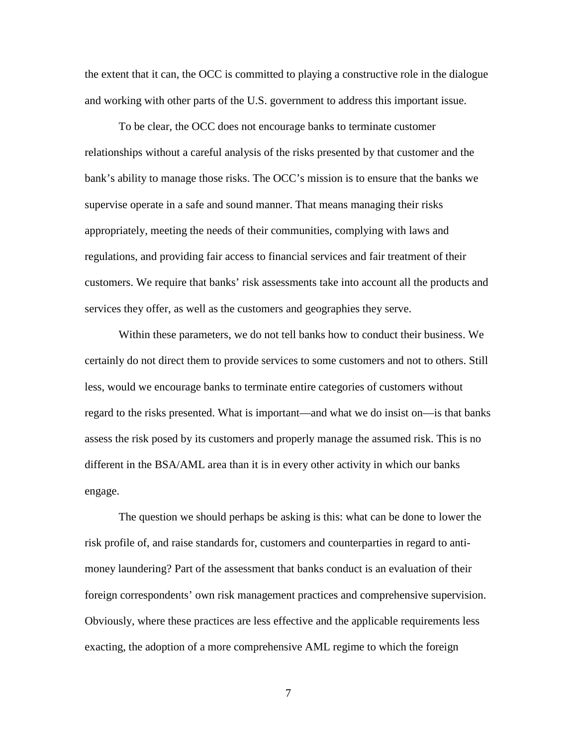the extent that it can, the OCC is committed to playing a constructive role in the dialogue and working with other parts of the U.S. government to address this important issue.

To be clear, the OCC does not encourage banks to terminate customer relationships without a careful analysis of the risks presented by that customer and the bank's ability to manage those risks. The OCC's mission is to ensure that the banks we supervise operate in a safe and sound manner. That means managing their risks appropriately, meeting the needs of their communities, complying with laws and regulations, and providing fair access to financial services and fair treatment of their customers. We require that banks' risk assessments take into account all the products and services they offer, as well as the customers and geographies they serve.

Within these parameters, we do not tell banks how to conduct their business. We certainly do not direct them to provide services to some customers and not to others. Still less, would we encourage banks to terminate entire categories of customers without regard to the risks presented. What is important—and what we do insist on—is that banks assess the risk posed by its customers and properly manage the assumed risk. This is no different in the BSA/AML area than it is in every other activity in which our banks engage.

The question we should perhaps be asking is this: what can be done to lower the risk profile of, and raise standards for, customers and counterparties in regard to anti-money laundering? Part of the assessment that banks conduct is an evaluation of their foreign correspondents' own risk management practices and comprehensive supervision. Obviously, where these practices are less effective and the applicable requirements less exacting, the adoption of a more comprehensive AML regime to which the foreign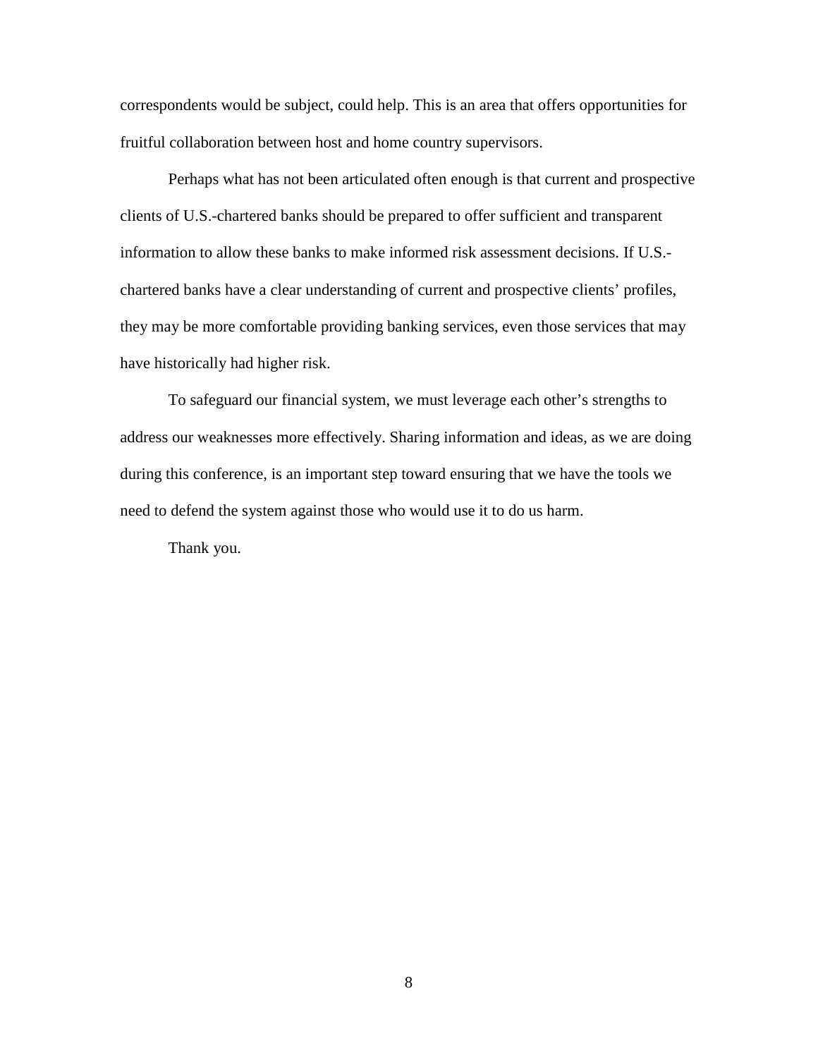correspondents would be subject, could help. This is an area that offers opportunities for fruitful collaboration between host and home country supervisors.

Perhaps what has not been articulated often enough is that current and prospective clients of U.S.-chartered banks should be prepared to offer sufficient and transparent information to allow these banks to make informed risk assessment decisions. If U.S.-chartered banks have a clear understanding of current and prospective clients' profiles, they may be more comfortable providing banking services, even those services that may have historically had higher risk.

To safeguard our financial system, we must leverage each other's strengths to address our weaknesses more effectively. Sharing information and ideas, as we are doing during this conference, is an important step toward ensuring that we have the tools we need to defend the system against those who would use it to do us harm.

Thank you.